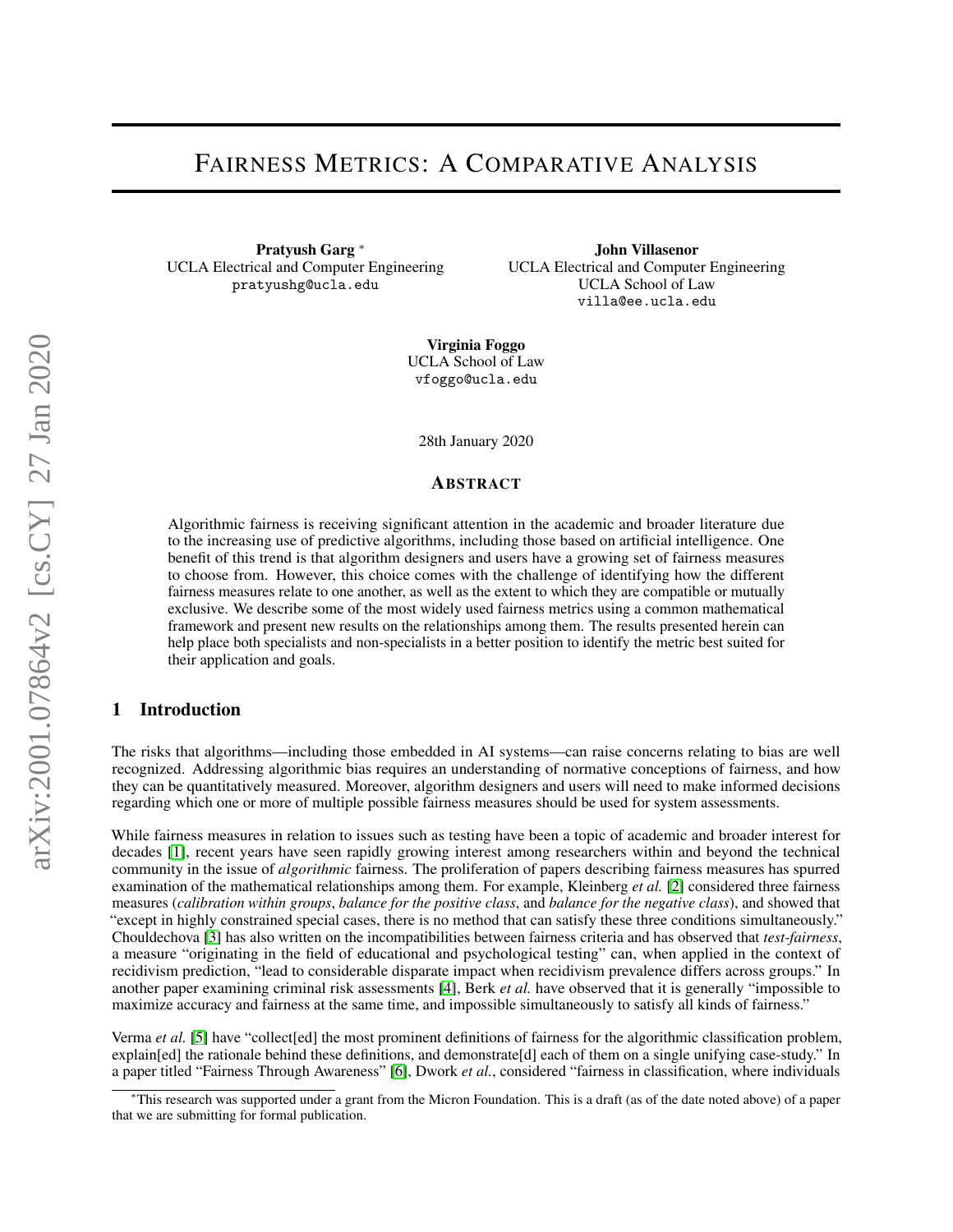# Fairness Metrics: A Comparative Analysis

**Pratyush Garg** [*]
UCLA Electrical and Computer Engineering
pratyushg@ucla.edu

**John Villasenor**
UCLA Electrical and Computer Engineering
UCLA School of Law
villa@ee.ucla.edu

**Virginia Foggo**
UCLA School of Law
vfoggo@ucla.edu

28th January 2020

## Abstract

Algorithmic fairness is receiving significant attention in the academic and broader literature due to the increasing use of predictive algorithms, including those based on artificial intelligence. One benefit of this trend is that algorithm designers and users have a growing set of fairness measures to choose from. However, this choice comes with the challenge of identifying how the different fairness measures relate to one another, as well as the extent to which they are compatible or mutually exclusive. We describe some of the most widely used fairness metrics using a common mathematical framework and present new results on the relationships among them. The results presented herein can help place both specialists and non-specialists in a better position to identify the metric best suited for their application and goals.

## 1 Introduction

The risks that algorithms—including those embedded in AI systems—can raise concerns relating to bias are well recognized. Addressing algorithmic bias requires an understanding of normative conceptions of fairness, and how they can be quantitatively measured. Moreover, algorithm designers and users will need to make informed decisions regarding which one or more of multiple possible fairness measures should be used for system assessments.

While fairness measures in relation to issues such as testing have been a topic of academic and broader interest for decades [1], recent years have seen rapidly growing interest among researchers within and beyond the technical community in the issue of *algorithmic* fairness. The proliferation of papers describing fairness measures has spurred examination of the mathematical relationships among them. For example, Kleinberg *et al.* [2] considered three fairness measures (*calibration within groups*, *balance for the positive class*, and *balance for the negative class*), and showed that "except in highly constrained special cases, there is no method that can satisfy these three conditions simultaneously." Chouldechova [3] has also written on the incompatibilities between fairness criteria and has observed that *test-fairness*, a measure "originating in the field of educational and psychological testing" can, when applied in the context of recidivism prediction, "lead to considerable disparate impact when recidivism prevalence differs across groups." In another paper examining criminal risk assessments [4], Berk *et al.* have observed that it is generally "impossible to maximize accuracy and fairness at the same time, and impossible simultaneously to satisfy all kinds of fairness."

Verma *et al.* [5] have "collect[ed] the most prominent definitions of fairness for the algorithmic classification problem, explain[ed] the rationale behind these definitions, and demonstrate[d] each of them on a single unifying case-study." In a paper titled "Fairness Through Awareness" [6], Dwork *et al.*, considered "fairness in classification, where individuals

---

[*] This research was supported under a grant from the Micron Foundation. This is a draft (as of the date noted above) of a paper that we are submitting for formal publication.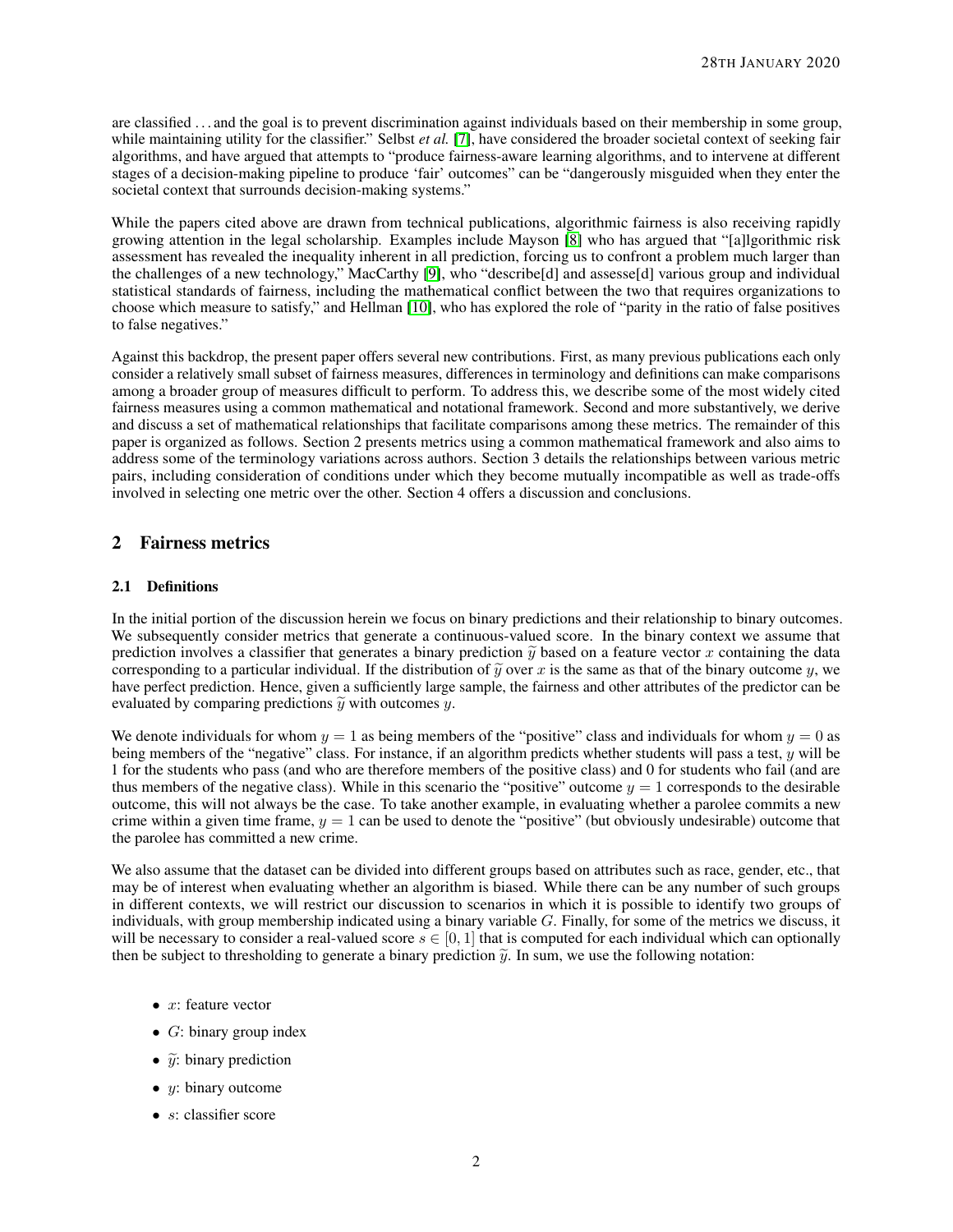are classified . . . and the goal is to prevent discrimination against individuals based on their membership in some group, while maintaining utility for the classifier." Selbst *et al.* [7], have considered the broader societal context of seeking fair algorithms, and have argued that attempts to "produce fairness-aware learning algorithms, and to intervene at different stages of a decision-making pipeline to produce 'fair' outcomes" can be "dangerously misguided when they enter the societal context that surrounds decision-making systems."

While the papers cited above are drawn from technical publications, algorithmic fairness is also receiving rapidly growing attention in the legal scholarship. Examples include Mayson [8] who has argued that "[a]lgorithmic risk assessment has revealed the inequality inherent in all prediction, forcing us to confront a problem much larger than the challenges of a new technology," MacCarthy [9], who "describe[d] and assesse[d] various group and individual statistical standards of fairness, including the mathematical conflict between the two that requires organizations to choose which measure to satisfy," and Hellman [10], who has explored the role of "parity in the ratio of false positives to false negatives."

Against this backdrop, the present paper offers several new contributions. First, as many previous publications each only consider a relatively small subset of fairness measures, differences in terminology and definitions can make comparisons among a broader group of measures difficult to perform. To address this, we describe some of the most widely cited fairness measures using a common mathematical and notational framework. Second and more substantively, we derive and discuss a set of mathematical relationships that facilitate comparisons among these metrics. The remainder of this paper is organized as follows. Section 2 presents metrics using a common mathematical framework and also aims to address some of the terminology variations across authors. Section 3 details the relationships between various metric pairs, including consideration of conditions under which they become mutually incompatible as well as trade-offs involved in selecting one metric over the other. Section 4 offers a discussion and conclusions.

## 2 Fairness metrics

### 2.1 Definitions

In the initial portion of the discussion herein we focus on binary predictions and their relationship to binary outcomes. We subsequently consider metrics that generate a continuous-valued score. In the binary context we assume that prediction involves a classifier that generates a binary prediction $\widetilde{y}$ based on a feature vector $x$ containing the data corresponding to a particular individual. If the distribution of $\widetilde{y}$ over $x$ is the same as that of the binary outcome $y$, we have perfect prediction. Hence, given a sufficiently large sample, the fairness and other attributes of the predictor can be evaluated by comparing predictions $\widetilde{y}$ with outcomes $y$.

We denote individuals for whom $y = 1$ as being members of the "positive" class and individuals for whom $y = 0$ as being members of the "negative" class. For instance, if an algorithm predicts whether students will pass a test, $y$ will be 1 for the students who pass (and who are therefore members of the positive class) and 0 for students who fail (and are thus members of the negative class). While in this scenario the "positive" outcome $y = 1$ corresponds to the desirable outcome, this will not always be the case. To take another example, in evaluating whether a parolee commits a new crime within a given time frame, $y = 1$ can be used to denote the "positive" (but obviously undesirable) outcome that the parolee has committed a new crime.

We also assume that the dataset can be divided into different groups based on attributes such as race, gender, etc., that may be of interest when evaluating whether an algorithm is biased. While there can be any number of such groups in different contexts, we will restrict our discussion to scenarios in which it is possible to identify two groups of individuals, with group membership indicated using a binary variable $G$. Finally, for some of the metrics we discuss, it will be necessary to consider a real-valued score $s \in [0, 1]$ that is computed for each individual which can optionally then be subject to thresholding to generate a binary prediction $\widetilde{y}$. In sum, we use the following notation:

- $x$: feature vector
- $G$: binary group index
- $\widetilde{y}$: binary prediction
- $y$: binary outcome
- $s$: classifier score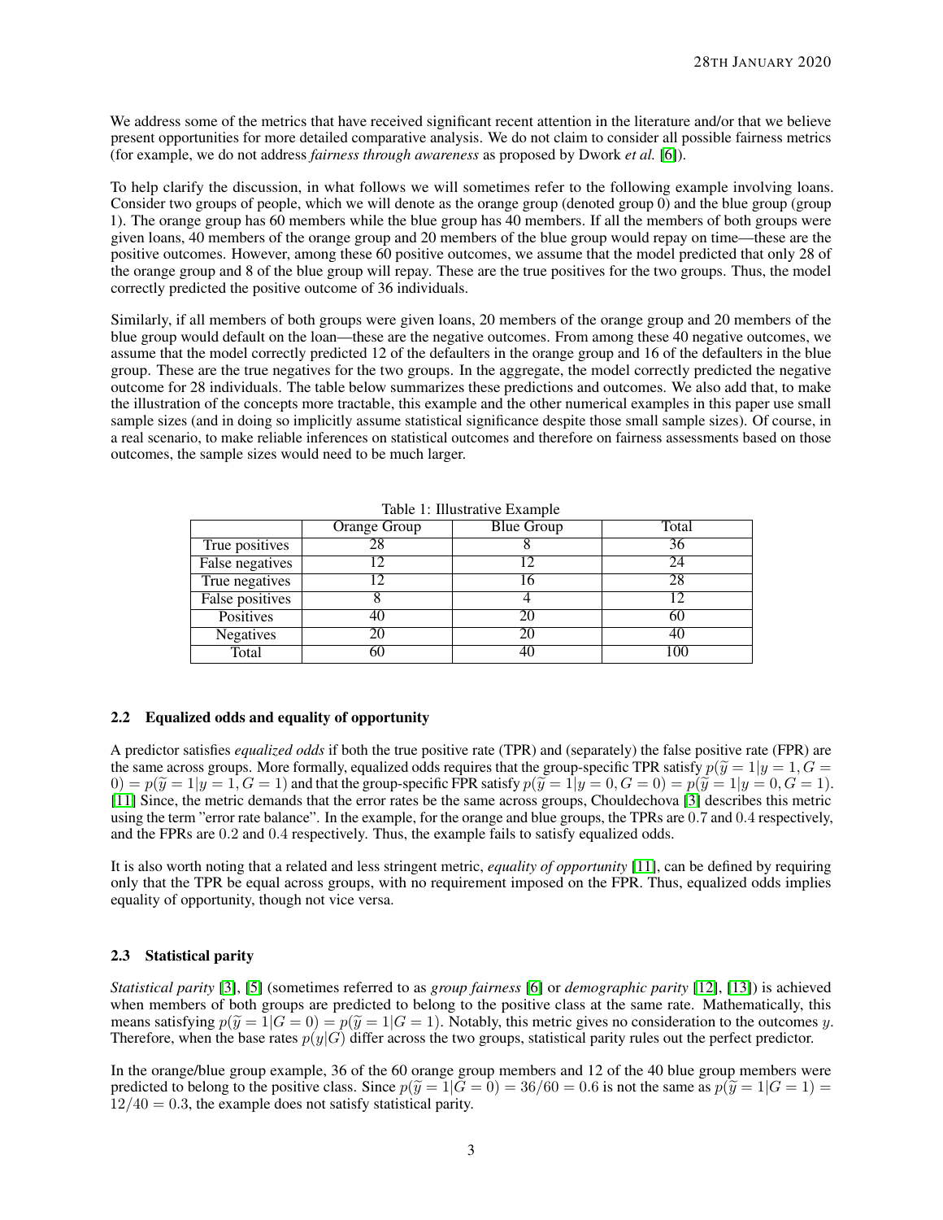We address some of the metrics that have received significant recent attention in the literature and/or that we believe present opportunities for more detailed comparative analysis. We do not claim to consider all possible fairness metrics (for example, we do not address *fairness through awareness* as proposed by Dwork *et al.* [6]).

To help clarify the discussion, in what follows we will sometimes refer to the following example involving loans. Consider two groups of people, which we will denote as the orange group (denoted group 0) and the blue group (group 1). The orange group has 60 members while the blue group has 40 members. If all the members of both groups were given loans, 40 members of the orange group and 20 members of the blue group would repay on time—these are the positive outcomes. However, among these 60 positive outcomes, we assume that the model predicted that only 28 of the orange group and 8 of the blue group will repay. These are the true positives for the two groups. Thus, the model correctly predicted the positive outcome of 36 individuals.

Similarly, if all members of both groups were given loans, 20 members of the orange group and 20 members of the blue group would default on the loan—these are the negative outcomes. From among these 40 negative outcomes, we assume that the model correctly predicted 12 of the defaulters in the orange group and 16 of the defaulters in the blue group. These are the true negatives for the two groups. In the aggregate, the model correctly predicted the negative outcome for 28 individuals. The table below summarizes these predictions and outcomes. We also add that, to make the illustration of the concepts more tractable, this example and the other numerical examples in this paper use small sample sizes (and in doing so implicitly assume statistical significance despite those small sample sizes). Of course, in a real scenario, to make reliable inferences on statistical outcomes and therefore on fairness assessments based on those outcomes, the sample sizes would need to be much larger.

Table 1: Illustrative Example

| | Orange Group | Blue Group | Total |
|---|---|---|---|
| True positives | 28 | 8 | 36 |
| False negatives | 12 | 12 | 24 |
| True negatives | 12 | 16 | 28 |
| False positives | 8 | 4 | 12 |
| Positives | 40 | 20 | 60 |
| Negatives | 20 | 20 | 40 |
| Total | 60 | 40 | 100 |

### 2.2 Equalized odds and equality of opportunity

A predictor satisfies *equalized odds* if both the true positive rate (TPR) and (separately) the false positive rate (FPR) are the same across groups. More formally, equalized odds requires that the group-specific TPR satisfy $p(\widetilde{y} = 1|y = 1, G = 0) = p(\widetilde{y} = 1|y = 1, G = 1)$ and that the group-specific FPR satisfy $p(\widetilde{y} = 1|y = 0, G = 0) = p(\widetilde{y} = 1|y = 0, G = 1)$. [11] Since, the metric demands that the error rates be the same across groups, Chouldechova [3] describes this metric using the term "error rate balance". In the example, for the orange and blue groups, the TPRs are $0.7$ and $0.4$ respectively, and the FPRs are $0.2$ and $0.4$ respectively. Thus, the example fails to satisfy equalized odds.

It is also worth noting that a related and less stringent metric, *equality of opportunity* [11], can be defined by requiring only that the TPR be equal across groups, with no requirement imposed on the FPR. Thus, equalized odds implies equality of opportunity, though not vice versa.

### 2.3 Statistical parity

*Statistical parity* [3], [5] (sometimes referred to as *group fairness* [6] or *demographic parity* [12], [13]) is achieved when members of both groups are predicted to belong to the positive class at the same rate. Mathematically, this means satisfying $p(\widetilde{y} = 1|G = 0) = p(\widetilde{y} = 1|G = 1)$. Notably, this metric gives no consideration to the outcomes $y$. Therefore, when the base rates $p(y|G)$ differ across the two groups, statistical parity rules out the perfect predictor.

In the orange/blue group example, 36 of the 60 orange group members and 12 of the 40 blue group members were predicted to belong to the positive class. Since $p(\widetilde{y} = 1|G = 0) = 36/60 = 0.6$ is not the same as $p(\widetilde{y} = 1|G = 1) = 12/40 = 0.3$, the example does not satisfy statistical parity.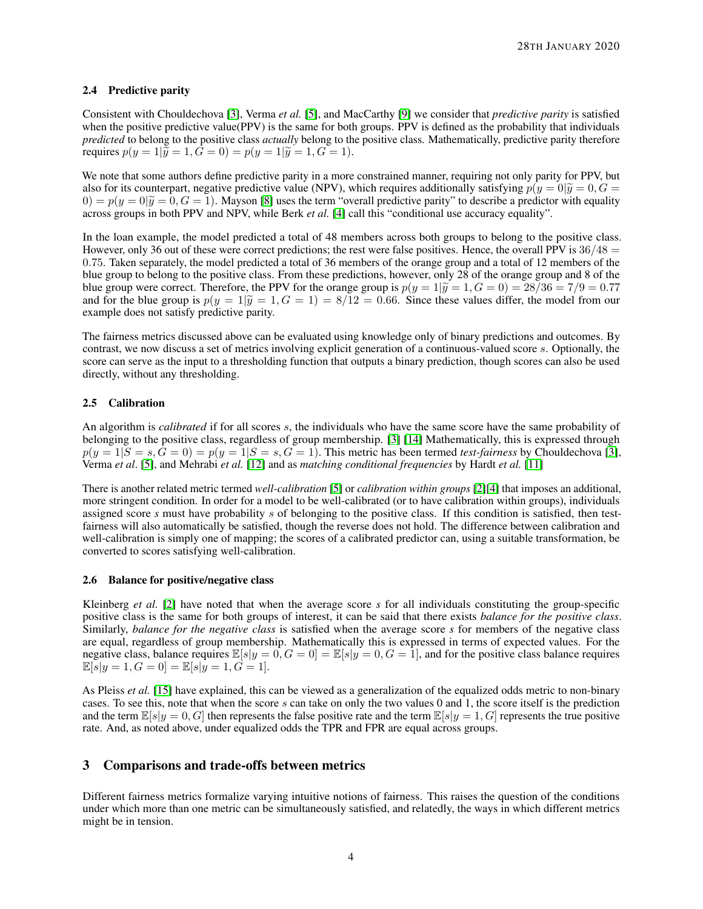### 2.4 Predictive parity

Consistent with Chouldechova [3], Verma *et al.* [5], and MacCarthy [9] we consider that *predictive parity* is satisfied when the positive predictive value(PPV) is the same for both groups. PPV is defined as the probability that individuals *predicted* to belong to the positive class *actually* belong to the positive class. Mathematically, predictive parity therefore requires $p(y = 1|\widetilde{y} = 1, G = 0) = p(y = 1|\widetilde{y} = 1, G = 1)$.

We note that some authors define predictive parity in a more constrained manner, requiring not only parity for PPV, but also for its counterpart, negative predictive value (NPV), which requires additionally satisfying $p(y = 0|\widetilde{y} = 0, G = 0) = p(y = 0|\widetilde{y} = 0, G = 1)$. Mayson [8] uses the term "overall predictive parity" to describe a predictor with equality across groups in both PPV and NPV, while Berk *et al.* [4] call this "conditional use accuracy equality".

In the loan example, the model predicted a total of 48 members across both groups to belong to the positive class. However, only 36 out of these were correct predictions; the rest were false positives. Hence, the overall PPV is $36/48 = 0.75$. Taken separately, the model predicted a total of 36 members of the orange group and a total of 12 members of the blue group to belong to the positive class. From these predictions, however, only 28 of the orange group and 8 of the blue group were correct. Therefore, the PPV for the orange group is $p(y = 1|\widetilde{y} = 1, G = 0) = 28/36 = 7/9 = 0.77$ and for the blue group is $p(y = 1|\widetilde{y} = 1, G = 1) = 8/12 = 0.66$. Since these values differ, the model from our example does not satisfy predictive parity.

The fairness metrics discussed above can be evaluated using knowledge only of binary predictions and outcomes. By contrast, we now discuss a set of metrics involving explicit generation of a continuous-valued score $s$. Optionally, the score can serve as the input to a thresholding function that outputs a binary prediction, though scores can also be used directly, without any thresholding.

### 2.5 Calibration

An algorithm is *calibrated* if for all scores $s$, the individuals who have the same score have the same probability of belonging to the positive class, regardless of group membership. [3] [14] Mathematically, this is expressed through $p(y = 1|S = s, G = 0) = p(y = 1|S = s, G = 1)$. This metric has been termed *test-fairness* by Chouldechova [3], Verma *et al*. [5], and Mehrabi *et al.* [12] and as *matching conditional frequencies* by Hardt *et al.* [11]

There is another related metric termed *well-calibration* [5] or *calibration within groups* [2][4] that imposes an additional, more stringent condition. In order for a model to be well-calibrated (or to have calibration within groups), individuals assigned score $s$ must have probability $s$ of belonging to the positive class. If this condition is satisfied, then test-fairness will also automatically be satisfied, though the reverse does not hold. The difference between calibration and well-calibration is simply one of mapping; the scores of a calibrated predictor can, using a suitable transformation, be converted to scores satisfying well-calibration.

### 2.6 Balance for positive/negative class

Kleinberg *et al.* [2] have noted that when the average score *s* for all individuals constituting the group-specific positive class is the same for both groups of interest, it can be said that there exists *balance for the positive class*. Similarly, *balance for the negative class* is satisfied when the average score *s* for members of the negative class are equal, regardless of group membership. Mathematically this is expressed in terms of expected values. For the negative class, balance requires $\mathbb{E}[s|y = 0, G = 0] = \mathbb{E}[s|y = 0, G = 1]$, and for the positive class balance requires $\mathbb{E}[s|y = 1, G = 0] = \mathbb{E}[s|y = 1, G = 1]$.

As Pleiss *et al.* [15] have explained, this can be viewed as a generalization of the equalized odds metric to non-binary cases. To see this, note that when the score $s$ can take on only the two values 0 and 1, the score itself is the prediction and the term $\mathbb{E}[s|y = 0, G]$ then represents the false positive rate and the term $\mathbb{E}[s|y = 1, G]$ represents the true positive rate. And, as noted above, under equalized odds the TPR and FPR are equal across groups.

## 3 Comparisons and trade-offs between metrics

Different fairness metrics formalize varying intuitive notions of fairness. This raises the question of the conditions under which more than one metric can be simultaneously satisfied, and relatedly, the ways in which different metrics might be in tension.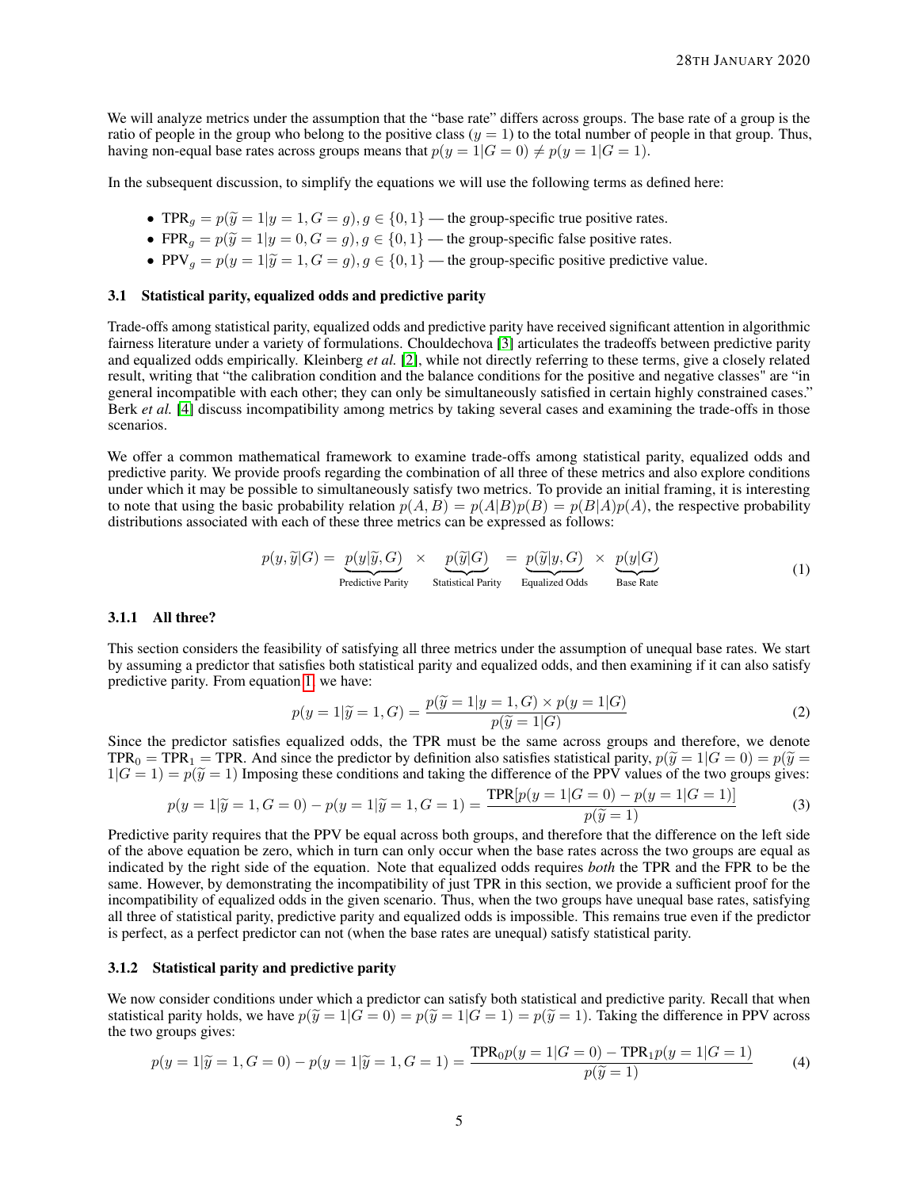We will analyze metrics under the assumption that the "base rate" differs across groups. The base rate of a group is the ratio of people in the group who belong to the positive class ($y = 1$) to the total number of people in that group. Thus, having non-equal base rates across groups means that $p(y = 1|G = 0) \neq p(y = 1|G = 1)$.

In the subsequent discussion, to simplify the equations we will use the following terms as defined here:

- $\text{TPR}_g = p(\widetilde{y} = 1|y = 1, G = g), g \in \{0, 1\}$ — the group-specific true positive rates.
- $\text{FPR}_g = p(\widetilde{y} = 1|y = 0, G = g), g \in \{0, 1\}$ — the group-specific false positive rates.
- $\text{PPV}_g = p(y = 1|\widetilde{y} = 1, G = g), g \in \{0, 1\}$ — the group-specific positive predictive value.

### 3.1 Statistical parity, equalized odds and predictive parity

Trade-offs among statistical parity, equalized odds and predictive parity have received significant attention in algorithmic fairness literature under a variety of formulations. Chouldechova [3] articulates the tradeoffs between predictive parity and equalized odds empirically. Kleinberg *et al.* [2], while not directly referring to these terms, give a closely related result, writing that "the calibration condition and the balance conditions for the positive and negative classes" are "in general incompatible with each other; they can only be simultaneously satisfied in certain highly constrained cases." Berk *et al.* [4] discuss incompatibility among metrics by taking several cases and examining the trade-offs in those scenarios.

We offer a common mathematical framework to examine trade-offs among statistical parity, equalized odds and predictive parity. We provide proofs regarding the combination of all three of these metrics and also explore conditions under which it may be possible to simultaneously satisfy two metrics. To provide an initial framing, it is interesting to note that using the basic probability relation $p(A, B) = p(A|B)p(B) = p(B|A)p(A)$, the respective probability distributions associated with each of these three metrics can be expressed as follows:

$$p(y, \widetilde{y}|G) = \underbrace{p(y|\widetilde{y}, G)}_{\text{Predictive Parity}} \times \underbrace{p(\widetilde{y}|G)}_{\text{Statistical Parity}} = \underbrace{p(\widetilde{y}|y, G)}_{\text{Equalized Odds}} \times \underbrace{p(y|G)}_{\text{Base Rate}} \tag{1}$$

#### 3.1.1 All three?

This section considers the feasibility of satisfying all three metrics under the assumption of unequal base rates. We start by assuming a predictor that satisfies both statistical parity and equalized odds, and then examining if it can also satisfy predictive parity. From equation 1, we have:

$$p(y = 1|\widetilde{y} = 1, G) = \frac{p(\widetilde{y} = 1|y = 1, G) \times p(y = 1|G)}{p(\widetilde{y} = 1|G)} \tag{2}$$

Since the predictor satisfies equalized odds, the TPR must be the same across groups and therefore, we denote $\text{TPR}_0 = \text{TPR}_1 = \text{TPR}$. And since the predictor by definition also satisfies statistical parity, $p(\widetilde{y} = 1|G = 0) = p(\widetilde{y} = 1|G = 1) = p(\widetilde{y} = 1)$ Imposing these conditions and taking the difference of the PPV values of the two groups gives:

$$p(y = 1|\widetilde{y} = 1, G = 0) - p(y = 1|\widetilde{y} = 1, G = 1) = \frac{\text{TPR}[p(y = 1|G = 0) - p(y = 1|G = 1)]}{p(\widetilde{y} = 1)} \tag{3}$$

Predictive parity requires that the PPV be equal across both groups, and therefore that the difference on the left side of the above equation be zero, which in turn can only occur when the base rates across the two groups are equal as indicated by the right side of the equation. Note that equalized odds requires *both* the TPR and the FPR to be the same. However, by demonstrating the incompatibility of just TPR in this section, we provide a sufficient proof for the incompatibility of equalized odds in the given scenario. Thus, when the two groups have unequal base rates, satisfying all three of statistical parity, predictive parity and equalized odds is impossible. This remains true even if the predictor is perfect, as a perfect predictor can not (when the base rates are unequal) satisfy statistical parity.

#### 3.1.2 Statistical parity and predictive parity

We now consider conditions under which a predictor can satisfy both statistical and predictive parity. Recall that when statistical parity holds, we have $p(\widetilde{y} = 1|G = 0) = p(\widetilde{y} = 1|G = 1) = p(\widetilde{y} = 1)$. Taking the difference in PPV across the two groups gives:

$$p(y = 1|\widetilde{y} = 1, G = 0) - p(y = 1|\widetilde{y} = 1, G = 1) = \frac{\text{TPR}_0 p(y = 1|G = 0) - \text{TPR}_1 p(y = 1|G = 1)}{p(\widetilde{y} = 1)} \tag{4}$$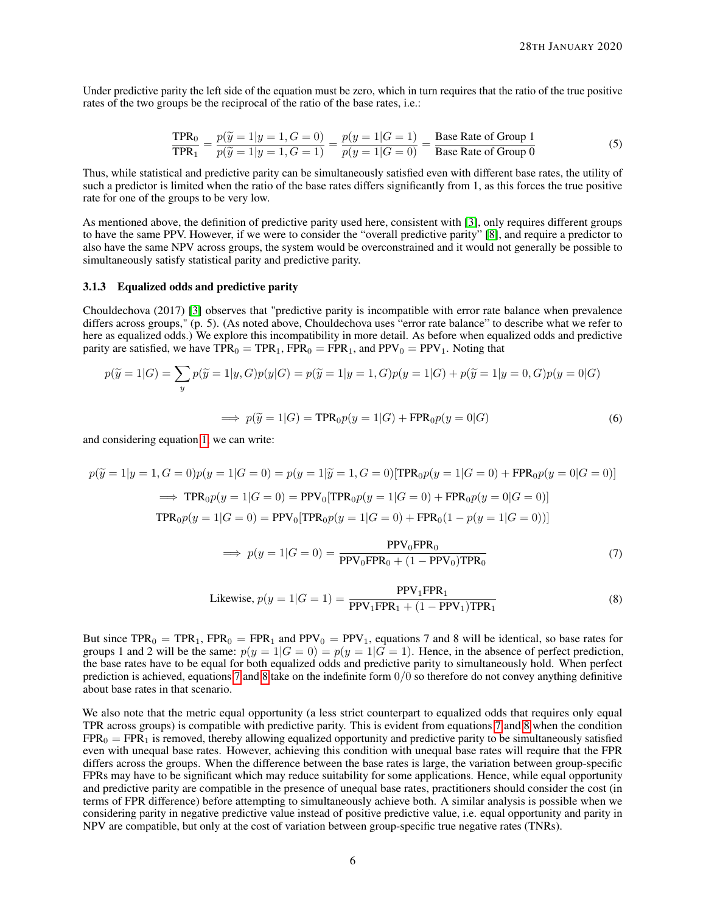Under predictive parity the left side of the equation must be zero, which in turn requires that the ratio of the true positive rates of the two groups be the reciprocal of the ratio of the base rates, i.e.:

$$\frac{\text{TPR}_0}{\text{TPR}_1} = \frac{p(\widetilde{y}=1|y=1,G=0)}{p(\widetilde{y}=1|y=1,G=1)} = \frac{p(y=1|G=1)}{p(y=1|G=0)} = \frac{\text{Base Rate of Group 1}}{\text{Base Rate of Group 0}} \tag{5}$$

Thus, while statistical and predictive parity can be simultaneously satisfied even with different base rates, the utility of such a predictor is limited when the ratio of the base rates differs significantly from 1, as this forces the true positive rate for one of the groups to be very low.

As mentioned above, the definition of predictive parity used here, consistent with [3], only requires different groups to have the same PPV. However, if we were to consider the "overall predictive parity" [8], and require a predictor to also have the same NPV across groups, the system would be overconstrained and it would not generally be possible to simultaneously satisfy statistical parity and predictive parity.

### 3.1.3 Equalized odds and predictive parity

Chouldechova (2017) [3] observes that "predictive parity is incompatible with error rate balance when prevalence differs across groups," (p. 5). (As noted above, Chouldechova uses "error rate balance" to describe what we refer to here as equalized odds.) We explore this incompatibility in more detail. As before when equalized odds and predictive parity are satisfied, we have $\text{TPR}_0 = \text{TPR}_1$, $\text{FPR}_0 = \text{FPR}_1$, and $\text{PPV}_0 = \text{PPV}_1$. Noting that

$$p(\widetilde{y}=1|G) = \sum_y p(\widetilde{y}=1|y,G)p(y|G) = p(\widetilde{y}=1|y=1,G)p(y=1|G) + p(\widetilde{y}=1|y=0,G)p(y=0|G)$$

$$\implies p(\widetilde{y}=1|G) = \text{TPR}_0 p(y=1|G) + \text{FPR}_0 p(y=0|G) \tag{6}$$

and considering equation 1, we can write:

$$p(\widetilde{y}=1|y=1,G=0)p(y=1|G=0) = p(y=1|\widetilde{y}=1,G=0)[\text{TPR}_0 p(y=1|G=0) + \text{FPR}_0 p(y=0|G=0)]$$

$$\implies \text{TPR}_0 p(y=1|G=0) = \text{PPV}_0[\text{TPR}_0 p(y=1|G=0) + \text{FPR}_0 p(y=0|G=0)]$$

$$\text{TPR}_0 p(y=1|G=0) = \text{PPV}_0[\text{TPR}_0 p(y=1|G=0) + \text{FPR}_0(1 - p(y=1|G=0))]$$

$$\implies p(y=1|G=0) = \frac{\text{PPV}_0\text{FPR}_0}{\text{PPV}_0\text{FPR}_0 + (1-\text{PPV}_0)\text{TPR}_0} \tag{7}$$

$$\text{Likewise, } p(y=1|G=1) = \frac{\text{PPV}_1\text{FPR}_1}{\text{PPV}_1\text{FPR}_1 + (1-\text{PPV}_1)\text{TPR}_1} \tag{8}$$

But since $\text{TPR}_0 = \text{TPR}_1$, $\text{FPR}_0 = \text{FPR}_1$ and $\text{PPV}_0 = \text{PPV}_1$, equations 7 and 8 will be identical, so base rates for groups 1 and 2 will be the same: $p(y=1|G=0) = p(y=1|G=1)$. Hence, in the absence of perfect prediction, the base rates have to be equal for both equalized odds and predictive parity to simultaneously hold. When perfect prediction is achieved, equations 7 and 8 take on the indefinite form $0/0$ so therefore do not convey anything definitive about base rates in that scenario.

We also note that the metric equal opportunity (a less strict counterpart to equalized odds that requires only equal TPR across groups) is compatible with predictive parity. This is evident from equations 7 and 8 when the condition $\text{FPR}_0 = \text{FPR}_1$ is removed, thereby allowing equalized opportunity and predictive parity to be simultaneously satisfied even with unequal base rates. However, achieving this condition with unequal base rates will require that the FPR differs across the groups. When the difference between the base rates is large, the variation between group-specific FPRs may have to be significant which may reduce suitability for some applications. Hence, while equal opportunity and predictive parity are compatible in the presence of unequal base rates, practitioners should consider the cost (in terms of FPR difference) before attempting to simultaneously achieve both. A similar analysis is possible when we considering parity in negative predictive value instead of positive predictive value, i.e. equal opportunity and parity in NPV are compatible, but only at the cost of variation between group-specific true negative rates (TNRs).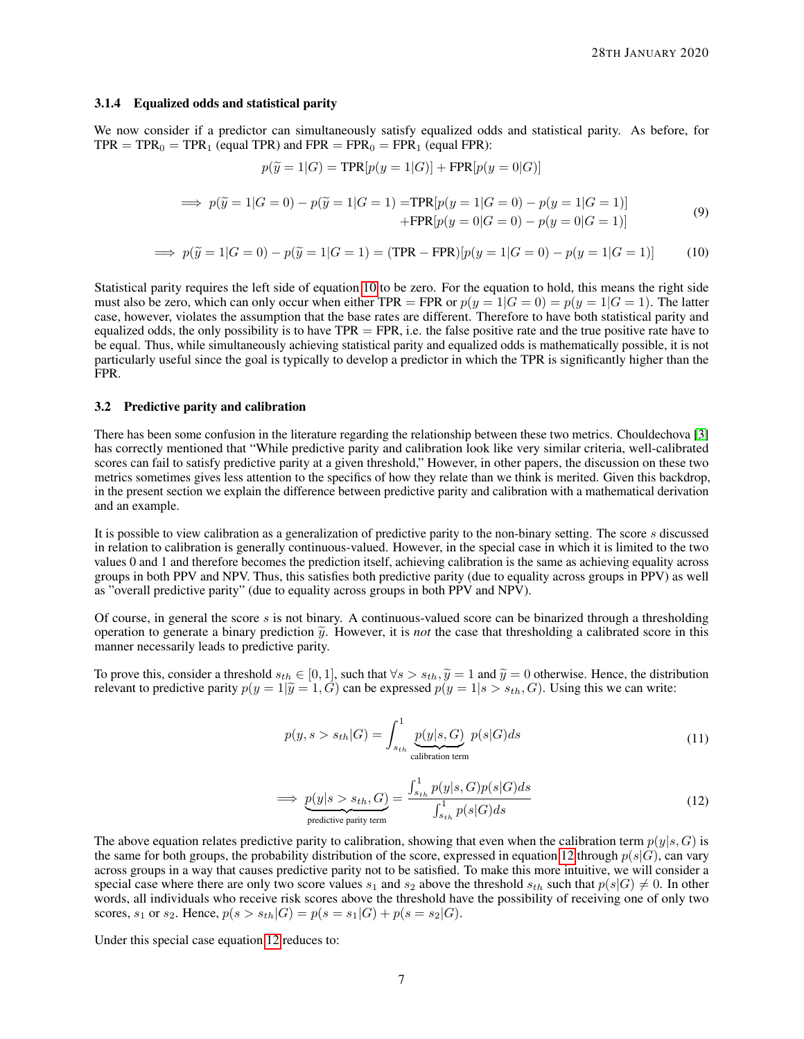### 3.1.4 Equalized odds and statistical parity

We now consider if a predictor can simultaneously satisfy equalized odds and statistical parity. As before, for $\text{TPR} = \text{TPR}_0 = \text{TPR}_1$ (equal TPR) and $\text{FPR} = \text{FPR}_0 = \text{FPR}_1$ (equal FPR):

$$p(\widetilde{y} = 1|G) = \text{TPR}[p(y = 1|G)] + \text{FPR}[p(y = 0|G)]$$

$$\begin{aligned} \implies p(\widetilde{y} = 1|G = 0) - p(\widetilde{y} = 1|G = 1) = &\text{TPR}[p(y = 1|G = 0) - p(y = 1|G = 1)] \\ &+ \text{FPR}[p(y = 0|G = 0) - p(y = 0|G = 1)] \end{aligned} \tag{9}$$

$$\implies p(\widetilde{y} = 1|G = 0) - p(\widetilde{y} = 1|G = 1) = (\text{TPR} - \text{FPR})[p(y = 1|G = 0) - p(y = 1|G = 1)] \tag{10}$$

Statistical parity requires the left side of equation 10 to be zero. For the equation to hold, this means the right side must also be zero, which can only occur when either TPR = FPR or $p(y = 1|G = 0) = p(y = 1|G = 1)$. The latter case, however, violates the assumption that the base rates are different. Therefore to have both statistical parity and equalized odds, the only possibility is to have TPR = FPR, i.e. the false positive rate and the true positive rate have to be equal. Thus, while simultaneously achieving statistical parity and equalized odds is mathematically possible, it is not particularly useful since the goal is typically to develop a predictor in which the TPR is significantly higher than the FPR.

## 3.2 Predictive parity and calibration

There has been some confusion in the literature regarding the relationship between these two metrics. Chouldechova [3] has correctly mentioned that "While predictive parity and calibration look like very similar criteria, well-calibrated scores can fail to satisfy predictive parity at a given threshold," However, in other papers, the discussion on these two metrics sometimes gives less attention to the specifics of how they relate than we think is merited. Given this backdrop, in the present section we explain the difference between predictive parity and calibration with a mathematical derivation and an example.

It is possible to view calibration as a generalization of predictive parity to the non-binary setting. The score $s$ discussed in relation to calibration is generally continuous-valued. However, in the special case in which it is limited to the two values 0 and 1 and therefore becomes the prediction itself, achieving calibration is the same as achieving equality across groups in both PPV and NPV. Thus, this satisfies both predictive parity (due to equality across groups in PPV) as well as "overall predictive parity" (due to equality across groups in both PPV and NPV).

Of course, in general the score $s$ is not binary. A continuous-valued score can be binarized through a thresholding operation to generate a binary prediction $\widetilde{y}$. However, it is *not* the case that thresholding a calibrated score in this manner necessarily leads to predictive parity.

To prove this, consider a threshold $s_{th} \in [0, 1]$, such that $\forall s > s_{th}, \widetilde{y} = 1$ and $\widetilde{y} = 0$ otherwise. Hence, the distribution relevant to predictive parity $p(y = 1|\widetilde{y} = 1, G)$ can be expressed $p(y = 1|s > s_{th}, G)$. Using this we can write:

$$p(y, s > s_{th}|G) = \int_{s_{th}}^{1} \underbrace{p(y|s, G)}_{\text{calibration term}} \, p(s|G)ds \tag{11}$$

$$\implies \underbrace{p(y|s > s_{th}, G)}_{\text{predictive parity term}} = \frac{\int_{s_{th}}^{1} p(y|s, G)p(s|G)ds}{\int_{s_{th}}^{1} p(s|G)ds} \tag{12}$$

The above equation relates predictive parity to calibration, showing that even when the calibration term $p(y|s, G)$ is the same for both groups, the probability distribution of the score, expressed in equation 12 through $p(s|G)$, can vary across groups in a way that causes predictive parity not to be satisfied. To make this more intuitive, we will consider a special case where there are only two score values $s_1$ and $s_2$ above the threshold $s_{th}$ such that $p(s|G) \neq 0$. In other words, all individuals who receive risk scores above the threshold have the possibility of receiving one of only two scores, $s_1$ or $s_2$. Hence, $p(s > s_{th}|G) = p(s = s_1|G) + p(s = s_2|G)$.

Under this special case equation 12 reduces to: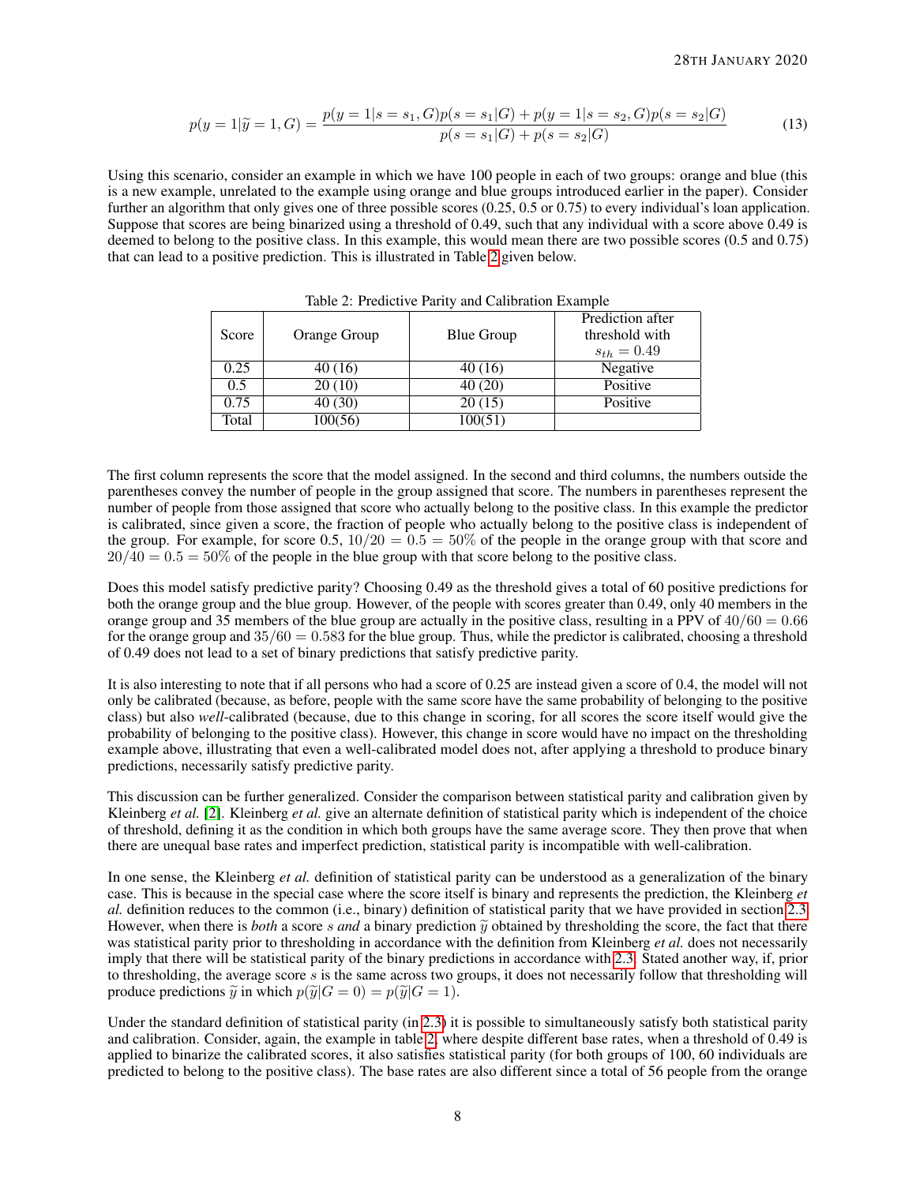$$p(y=1|\widetilde{y}=1,G) = \frac{p(y=1|s=s_1,G)p(s=s_1|G) + p(y=1|s=s_2,G)p(s=s_2|G)}{p(s=s_1|G) + p(s=s_2|G)} \tag{13}$$

Using this scenario, consider an example in which we have 100 people in each of two groups: orange and blue (this is a new example, unrelated to the example using orange and blue groups introduced earlier in the paper). Consider further an algorithm that only gives one of three possible scores (0.25, 0.5 or 0.75) to every individual's loan application. Suppose that scores are being binarized using a threshold of 0.49, such that any individual with a score above 0.49 is deemed to belong to the positive class. In this example, this would mean there are two possible scores (0.5 and 0.75) that can lead to a positive prediction. This is illustrated in Table 2 given below.

Table 2: Predictive Parity and Calibration Example

| Score | Orange Group | Blue Group | Prediction after threshold with $s_{th} = 0.49$ |
|---|---|---|---|
| 0.25 | 40 (16) | 40 (16) | Negative |
| 0.5 | 20 (10) | 40 (20) | Positive |
| 0.75 | 40 (30) | 20 (15) | Positive |
| Total | 100(56) | 100(51) | |

The first column represents the score that the model assigned. In the second and third columns, the numbers outside the parentheses convey the number of people in the group assigned that score. The numbers in parentheses represent the number of people from those assigned that score who actually belong to the positive class. In this example the predictor is calibrated, since given a score, the fraction of people who actually belong to the positive class is independent of the group. For example, for score 0.5, $10/20 = 0.5 = 50\%$ of the people in the orange group with that score and $20/40 = 0.5 = 50\%$ of the people in the blue group with that score belong to the positive class.

Does this model satisfy predictive parity? Choosing 0.49 as the threshold gives a total of 60 positive predictions for both the orange group and the blue group. However, of the people with scores greater than 0.49, only 40 members in the orange group and 35 members of the blue group are actually in the positive class, resulting in a PPV of $40/60 = 0.66$ for the orange group and $35/60 = 0.583$ for the blue group. Thus, while the predictor is calibrated, choosing a threshold of 0.49 does not lead to a set of binary predictions that satisfy predictive parity.

It is also interesting to note that if all persons who had a score of 0.25 are instead given a score of 0.4, the model will not only be calibrated (because, as before, people with the same score have the same probability of belonging to the positive class) but also *well*-calibrated (because, due to this change in scoring, for all scores the score itself would give the probability of belonging to the positive class). However, this change in score would have no impact on the thresholding example above, illustrating that even a well-calibrated model does not, after applying a threshold to produce binary predictions, necessarily satisfy predictive parity.

This discussion can be further generalized. Consider the comparison between statistical parity and calibration given by Kleinberg *et al.* [2]. Kleinberg *et al.* give an alternate definition of statistical parity which is independent of the choice of threshold, defining it as the condition in which both groups have the same average score. They then prove that when there are unequal base rates and imperfect prediction, statistical parity is incompatible with well-calibration.

In one sense, the Kleinberg *et al.* definition of statistical parity can be understood as a generalization of the binary case. This is because in the special case where the score itself is binary and represents the prediction, the Kleinberg *et al.* definition reduces to the common (i.e., binary) definition of statistical parity that we have provided in section 2.3. However, when there is *both* a score $s$ *and* a binary prediction $\widetilde{y}$ obtained by thresholding the score, the fact that there was statistical parity prior to thresholding in accordance with the definition from Kleinberg *et al.* does not necessarily imply that there will be statistical parity of the binary predictions in accordance with 2.3. Stated another way, if, prior to thresholding, the average score $s$ is the same across two groups, it does not necessarily follow that thresholding will produce predictions $\widetilde{y}$ in which $p(\widetilde{y}|G=0) = p(\widetilde{y}|G=1)$.

Under the standard definition of statistical parity (in 2.3) it is possible to simultaneously satisfy both statistical parity and calibration. Consider, again, the example in table 2, where despite different base rates, when a threshold of 0.49 is applied to binarize the calibrated scores, it also satisfies statistical parity (for both groups of 100, 60 individuals are predicted to belong to the positive class). The base rates are also different since a total of 56 people from the orange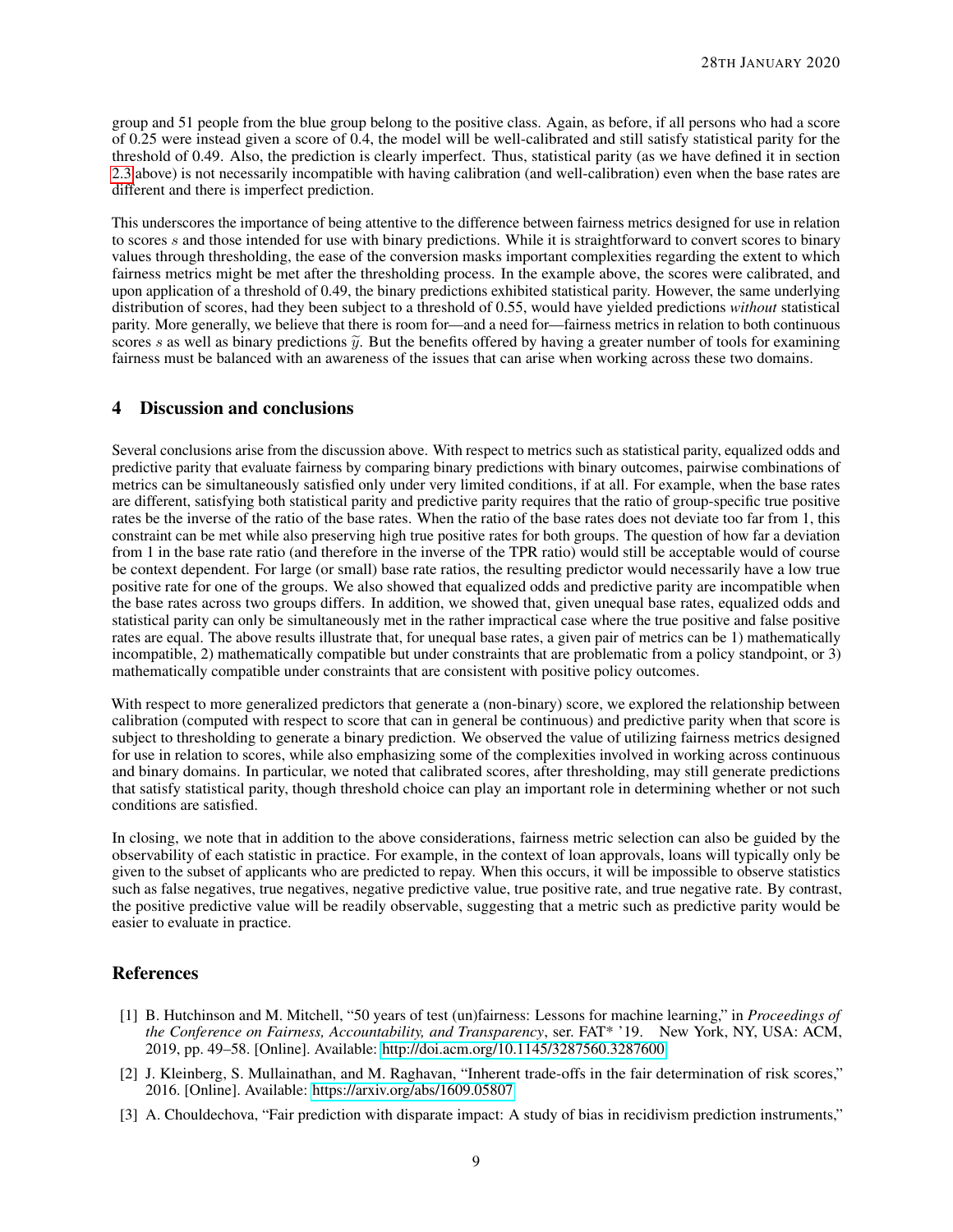group and 51 people from the blue group belong to the positive class. Again, as before, if all persons who had a score of 0.25 were instead given a score of 0.4, the model will be well-calibrated and still satisfy statistical parity for the threshold of 0.49. Also, the prediction is clearly imperfect. Thus, statistical parity (as we have defined it in section 2.3 above) is not necessarily incompatible with having calibration (and well-calibration) even when the base rates are different and there is imperfect prediction.

This underscores the importance of being attentive to the difference between fairness metrics designed for use in relation to scores $s$ and those intended for use with binary predictions. While it is straightforward to convert scores to binary values through thresholding, the ease of the conversion masks important complexities regarding the extent to which fairness metrics might be met after the thresholding process. In the example above, the scores were calibrated, and upon application of a threshold of 0.49, the binary predictions exhibited statistical parity. However, the same underlying distribution of scores, had they been subject to a threshold of 0.55, would have yielded predictions *without* statistical parity. More generally, we believe that there is room for—and a need for—fairness metrics in relation to both continuous scores $s$ as well as binary predictions $\widehat{y}$. But the benefits offered by having a greater number of tools for examining fairness must be balanced with an awareness of the issues that can arise when working across these two domains.

## 4 Discussion and conclusions

Several conclusions arise from the discussion above. With respect to metrics such as statistical parity, equalized odds and predictive parity that evaluate fairness by comparing binary predictions with binary outcomes, pairwise combinations of metrics can be simultaneously satisfied only under very limited conditions, if at all. For example, when the base rates are different, satisfying both statistical parity and predictive parity requires that the ratio of group-specific true positive rates be the inverse of the ratio of the base rates. When the ratio of the base rates does not deviate too far from 1, this constraint can be met while also preserving high true positive rates for both groups. The question of how far a deviation from 1 in the base rate ratio (and therefore in the inverse of the TPR ratio) would still be acceptable would of course be context dependent. For large (or small) base rate ratios, the resulting predictor would necessarily have a low true positive rate for one of the groups. We also showed that equalized odds and predictive parity are incompatible when the base rates across two groups differs. In addition, we showed that, given unequal base rates, equalized odds and statistical parity can only be simultaneously met in the rather impractical case where the true positive and false positive rates are equal. The above results illustrate that, for unequal base rates, a given pair of metrics can be 1) mathematically incompatible, 2) mathematically compatible but under constraints that are problematic from a policy standpoint, or 3) mathematically compatible under constraints that are consistent with positive policy outcomes.

With respect to more generalized predictors that generate a (non-binary) score, we explored the relationship between calibration (computed with respect to score that can in general be continuous) and predictive parity when that score is subject to thresholding to generate a binary prediction. We observed the value of utilizing fairness metrics designed for use in relation to scores, while also emphasizing some of the complexities involved in working across continuous and binary domains. In particular, we noted that calibrated scores, after thresholding, may still generate predictions that satisfy statistical parity, though threshold choice can play an important role in determining whether or not such conditions are satisfied.

In closing, we note that in addition to the above considerations, fairness metric selection can also be guided by the observability of each statistic in practice. For example, in the context of loan approvals, loans will typically only be given to the subset of applicants who are predicted to repay. When this occurs, it will be impossible to observe statistics such as false negatives, true negatives, negative predictive value, true positive rate, and true negative rate. By contrast, the positive predictive value will be readily observable, suggesting that a metric such as predictive parity would be easier to evaluate in practice.

## References

[1] B. Hutchinson and M. Mitchell, "50 years of test (un)fairness: Lessons for machine learning," in *Proceedings of the Conference on Fairness, Accountability, and Transparency*, ser. FAT* '19. New York, NY, USA: ACM, 2019, pp. 49–58. [Online]. Available: http://doi.acm.org/10.1145/3287560.3287600

[2] J. Kleinberg, S. Mullainathan, and M. Raghavan, "Inherent trade-offs in the fair determination of risk scores," 2016. [Online]. Available: https://arxiv.org/abs/1609.05807

[3] A. Chouldechova, "Fair prediction with disparate impact: A study of bias in recidivism prediction instruments,"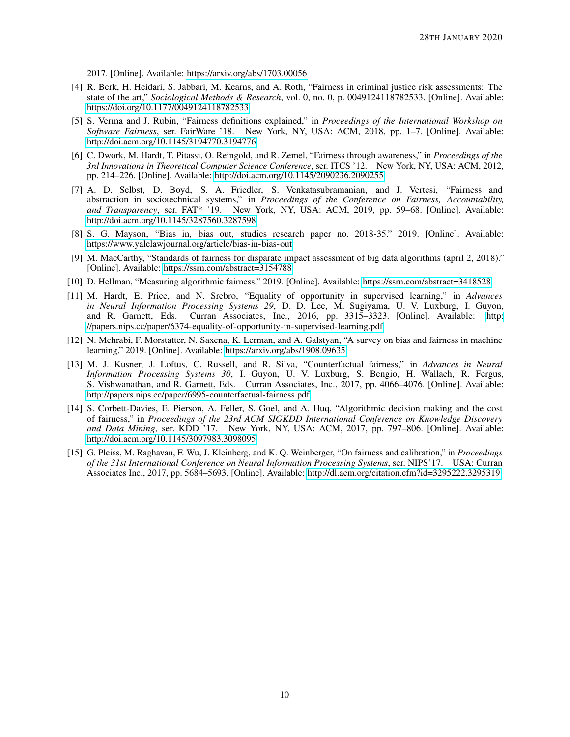2017. [Online]. Available: https://arxiv.org/abs/1703.00056

[4] R. Berk, H. Heidari, S. Jabbari, M. Kearns, and A. Roth, "Fairness in criminal justice risk assessments: The state of the art," *Sociological Methods & Research*, vol. 0, no. 0, p. 0049124118782533. [Online]. Available: https://doi.org/10.1177/0049124118782533

[5] S. Verma and J. Rubin, "Fairness definitions explained," in *Proceedings of the International Workshop on Software Fairness*, ser. FairWare '18. New York, NY, USA: ACM, 2018, pp. 1–7. [Online]. Available: http://doi.acm.org/10.1145/3194770.3194776

[6] C. Dwork, M. Hardt, T. Pitassi, O. Reingold, and R. Zemel, "Fairness through awareness," in *Proceedings of the 3rd Innovations in Theoretical Computer Science Conference*, ser. ITCS '12. New York, NY, USA: ACM, 2012, pp. 214–226. [Online]. Available: http://doi.acm.org/10.1145/2090236.2090255

[7] A. D. Selbst, D. Boyd, S. A. Friedler, S. Venkatasubramanian, and J. Vertesi, "Fairness and abstraction in sociotechnical systems," in *Proceedings of the Conference on Fairness, Accountability, and Transparency*, ser. FAT* '19. New York, NY, USA: ACM, 2019, pp. 59–68. [Online]. Available: http://doi.acm.org/10.1145/3287560.3287598

[8] S. G. Mayson, "Bias in, bias out, studies research paper no. 2018-35." 2019. [Online]. Available: https://www.yalelawjournal.org/article/bias-in-bias-out

[9] M. MacCarthy, "Standards of fairness for disparate impact assessment of big data algorithms (april 2, 2018)." [Online]. Available: https://ssrn.com/abstract=3154788

[10] D. Hellman, "Measuring algorithmic fairness," 2019. [Online]. Available: https://ssrn.com/abstract=3418528

[11] M. Hardt, E. Price, and N. Srebro, "Equality of opportunity in supervised learning," in *Advances in Neural Information Processing Systems 29*, D. D. Lee, M. Sugiyama, U. V. Luxburg, I. Guyon, and R. Garnett, Eds. Curran Associates, Inc., 2016, pp. 3315–3323. [Online]. Available: http://papers.nips.cc/paper/6374-equality-of-opportunity-in-supervised-learning.pdf

[12] N. Mehrabi, F. Morstatter, N. Saxena, K. Lerman, and A. Galstyan, "A survey on bias and fairness in machine learning," 2019. [Online]. Available: https://arxiv.org/abs/1908.09635

[13] M. J. Kusner, J. Loftus, C. Russell, and R. Silva, "Counterfactual fairness," in *Advances in Neural Information Processing Systems 30*, I. Guyon, U. V. Luxburg, S. Bengio, H. Wallach, R. Fergus, S. Vishwanathan, and R. Garnett, Eds. Curran Associates, Inc., 2017, pp. 4066–4076. [Online]. Available: http://papers.nips.cc/paper/6995-counterfactual-fairness.pdf

[14] S. Corbett-Davies, E. Pierson, A. Feller, S. Goel, and A. Huq, "Algorithmic decision making and the cost of fairness," in *Proceedings of the 23rd ACM SIGKDD International Conference on Knowledge Discovery and Data Mining*, ser. KDD '17. New York, NY, USA: ACM, 2017, pp. 797–806. [Online]. Available: http://doi.acm.org/10.1145/3097983.3098095

[15] G. Pleiss, M. Raghavan, F. Wu, J. Kleinberg, and K. Q. Weinberger, "On fairness and calibration," in *Proceedings of the 31st International Conference on Neural Information Processing Systems*, ser. NIPS'17. USA: Curran Associates Inc., 2017, pp. 5684–5693. [Online]. Available: http://dl.acm.org/citation.cfm?id=3295222.3295319